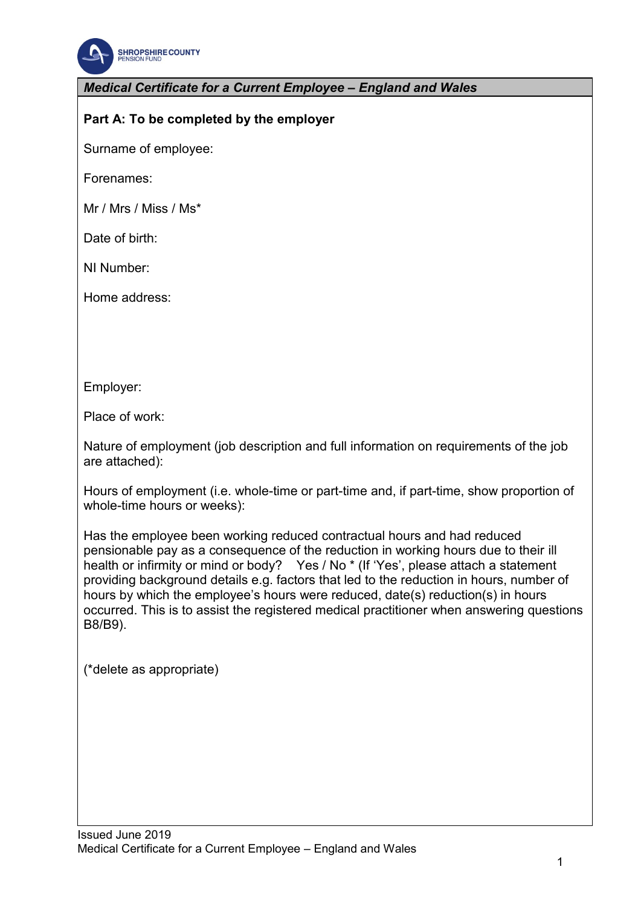## *Medical Certificate for a Current Employee – England and Wales*

**Part A: To be completed by the employer**

Surname of employee:

Forenames:

Mr / Mrs / Miss / Ms*

Date of birth:

NI Number:

Home address:

Employer:

Place of work:

Nature of employment (job description and full information on requirements of the job are attached):

Hours of employment (i.e. whole-time or part-time and, if part-time, show proportion of whole-time hours or weeks):

Has the employee been working reduced contractual hours and had reduced pensionable pay as a consequence of the reduction in working hours due to their ill health or infirmity or mind or body? Yes / No * (If 'Yes', please attach a statement providing background details e.g. factors that led to the reduction in hours, number of hours by which the employee's hours were reduced, date(s) reduction(s) in hours occurred. This is to assist the registered medical practitioner when answering questions B8/B9).

(*delete as appropriate)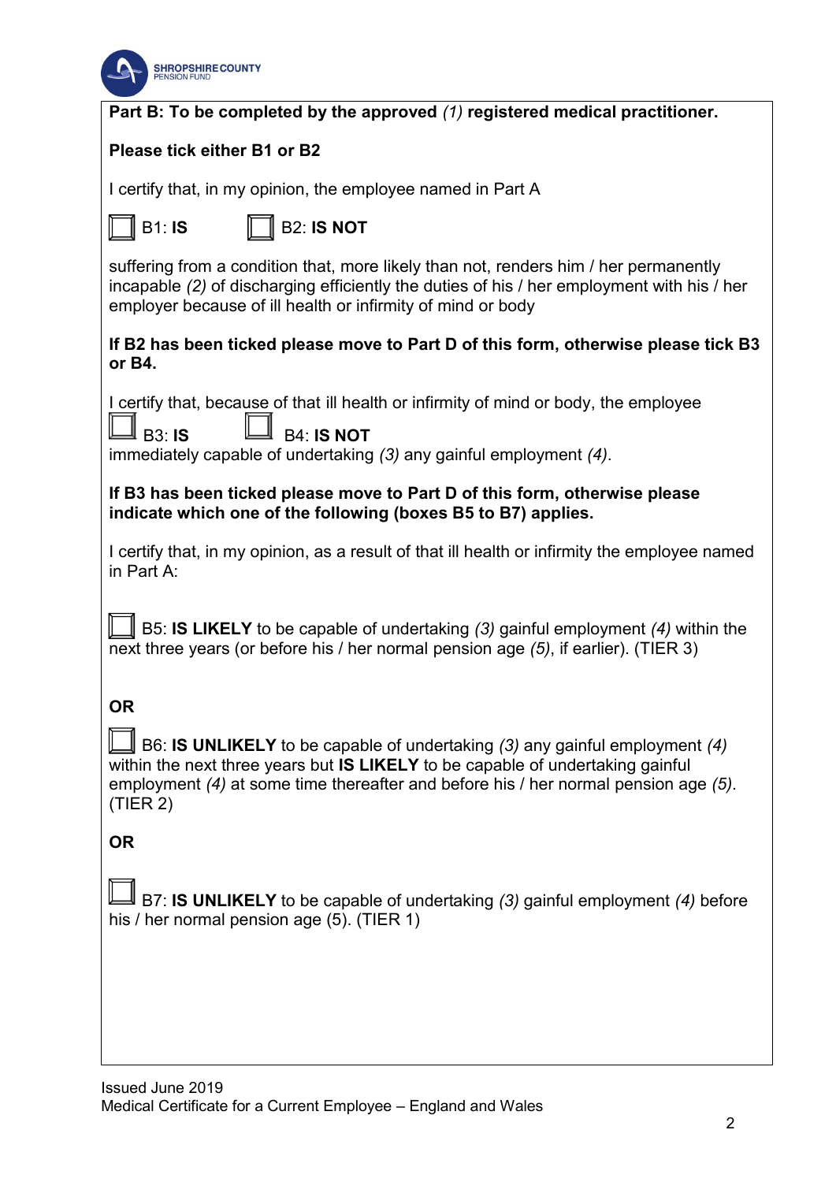**Part B: To be completed by the approved** *(1)* **registered medical practitioner.**

**Please tick either B1 or B2**

I certify that, in my opinion, the employee named in Part A

☐ B1: **IS** ☐ B2: **IS NOT**

suffering from a condition that, more likely than not, renders him / her permanently incapable *(2)* of discharging efficiently the duties of his / her employment with his / her employer because of ill health or infirmity of mind or body

**If B2 has been ticked please move to Part D of this form, otherwise please tick B3 or B4.**

I certify that, because of that ill health or infirmity of mind or body, the employee

☐ B3: **IS** ☐ B4: **IS NOT**

immediately capable of undertaking *(3)* any gainful employment *(4)*.

**If B3 has been ticked please move to Part D of this form, otherwise please indicate which one of the following (boxes B5 to B7) applies.**

I certify that, in my opinion, as a result of that ill health or infirmity the employee named in Part A:

☐ B5: **IS LIKELY** to be capable of undertaking *(3)* gainful employment *(4)* within the next three years (or before his / her normal pension age *(5)*, if earlier). (TIER 3)

**OR**

☐ B6: **IS UNLIKELY** to be capable of undertaking *(3)* any gainful employment *(4)* within the next three years but **IS LIKELY** to be capable of undertaking gainful employment *(4)* at some time thereafter and before his / her normal pension age *(5)*. (TIER 2)

**OR**

☐ B7: **IS UNLIKELY** to be capable of undertaking *(3)* gainful employment *(4)* before his / her normal pension age (5). (TIER 1)

Issued June 2019
Medical Certificate for a Current Employee – England and Wales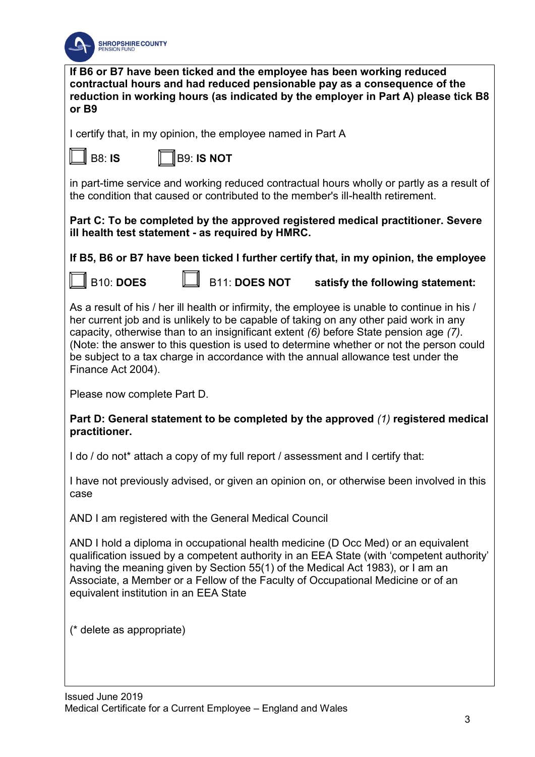**If B6 or B7 have been ticked and the employee has been working reduced contractual hours and had reduced pensionable pay as a consequence of the reduction in working hours (as indicated by the employer in Part A) please tick B8 or B9**

I certify that, in my opinion, the employee named in Part A

☐ B8: **IS** ☐ B9: **IS NOT**

in part-time service and working reduced contractual hours wholly or partly as a result of the condition that caused or contributed to the member's ill-health retirement.

**Part C: To be completed by the approved registered medical practitioner. Severe ill health test statement - as required by HMRC.**

**If B5, B6 or B7 have been ticked I further certify that, in my opinion, the employee**

☐ B10: **DOES** ☐ B11: **DOES NOT** **satisfy the following statement:**

As a result of his / her ill health or infirmity, the employee is unable to continue in his / her current job and is unlikely to be capable of taking on any other paid work in any capacity, otherwise than to an insignificant extent *(6)* before State pension age *(7)*. (Note: the answer to this question is used to determine whether or not the person could be subject to a tax charge in accordance with the annual allowance test under the Finance Act 2004).

Please now complete Part D.

**Part D: General statement to be completed by the approved** *(1)* **registered medical practitioner.**

I do / do not* attach a copy of my full report / assessment and I certify that:

I have not previously advised, or given an opinion on, or otherwise been involved in this case

AND I am registered with the General Medical Council

AND I hold a diploma in occupational health medicine (D Occ Med) or an equivalent qualification issued by a competent authority in an EEA State (with 'competent authority' having the meaning given by Section 55(1) of the Medical Act 1983), or I am an Associate, a Member or a Fellow of the Faculty of Occupational Medicine or of an equivalent institution in an EEA State

(* delete as appropriate)

Issued June 2019
Medical Certificate for a Current Employee – England and Wales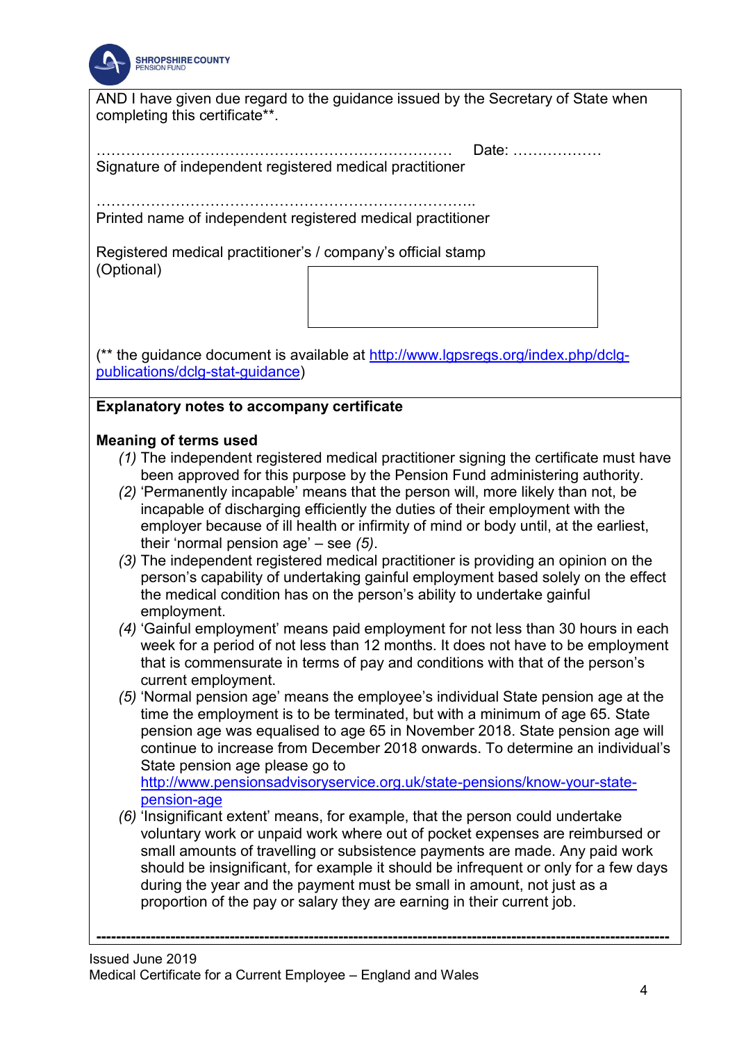AND I have given due regard to the guidance issued by the Secretary of State when completing this certificate**.

……………………………………………………………… Date: ………………
Signature of independent registered medical practitioner

…………………………………………………………………..
Printed name of independent registered medical practitioner

Registered medical practitioner's / company's official stamp
(Optional)

|   |
|---|
|   |

(** the guidance document is available at [http://www.lgpsregs.org/index.php/dclg-publications/dclg-stat-guidance](http://www.lgpsregs.org/index.php/dclg-publications/dclg-stat-guidance))

**Explanatory notes to accompany certificate**

**Meaning of terms used**

*(1)* The independent registered medical practitioner signing the certificate must have been approved for this purpose by the Pension Fund administering authority.

*(2)* 'Permanently incapable' means that the person will, more likely than not, be incapable of discharging efficiently the duties of their employment with the employer because of ill health or infirmity of mind or body until, at the earliest, their 'normal pension age' – see *(5)*.

*(3)* The independent registered medical practitioner is providing an opinion on the person's capability of undertaking gainful employment based solely on the effect the medical condition has on the person's ability to undertake gainful employment.

*(4)* 'Gainful employment' means paid employment for not less than 30 hours in each week for a period of not less than 12 months. It does not have to be employment that is commensurate in terms of pay and conditions with that of the person's current employment.

*(5)* 'Normal pension age' means the employee's individual State pension age at the time the employment is to be terminated, but with a minimum of age 65. State pension age was equalised to age 65 in November 2018. State pension age will continue to increase from December 2018 onwards. To determine an individual's State pension age please go to [http://www.pensionsadvisoryservice.org.uk/state-pensions/know-your-state-pension-age](http://www.pensionsadvisoryservice.org.uk/state-pensions/know-your-state-pension-age)

*(6)* 'Insignificant extent' means, for example, that the person could undertake voluntary work or unpaid work where out of pocket expenses are reimbursed or small amounts of travelling or subsistence payments are made. Any paid work should be insignificant, for example it should be infrequent or only for a few days during the year and the payment must be small in amount, not just as a proportion of the pay or salary they are earning in their current job.

---

Issued June 2019
Medical Certificate for a Current Employee – England and Wales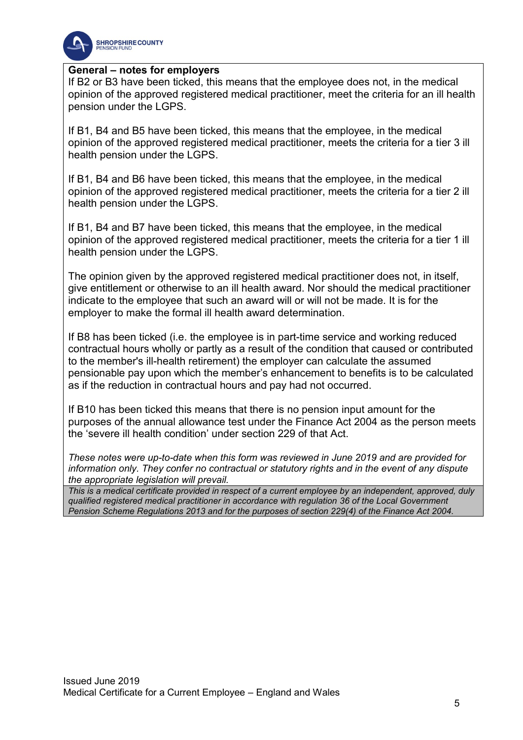**General – notes for employers**

If B2 or B3 have been ticked, this means that the employee does not, in the medical opinion of the approved registered medical practitioner, meet the criteria for an ill health pension under the LGPS.

If B1, B4 and B5 have been ticked, this means that the employee, in the medical opinion of the approved registered medical practitioner, meets the criteria for a tier 3 ill health pension under the LGPS.

If B1, B4 and B6 have been ticked, this means that the employee, in the medical opinion of the approved registered medical practitioner, meets the criteria for a tier 2 ill health pension under the LGPS.

If B1, B4 and B7 have been ticked, this means that the employee, in the medical opinion of the approved registered medical practitioner, meets the criteria for a tier 1 ill health pension under the LGPS.

The opinion given by the approved registered medical practitioner does not, in itself, give entitlement or otherwise to an ill health award. Nor should the medical practitioner indicate to the employee that such an award will or will not be made. It is for the employer to make the formal ill health award determination.

If B8 has been ticked (i.e. the employee is in part-time service and working reduced contractual hours wholly or partly as a result of the condition that caused or contributed to the member's ill-health retirement) the employer can calculate the assumed pensionable pay upon which the member's enhancement to benefits is to be calculated as if the reduction in contractual hours and pay had not occurred.

If B10 has been ticked this means that there is no pension input amount for the purposes of the annual allowance test under the Finance Act 2004 as the person meets the 'severe ill health condition' under section 229 of that Act.

*These notes were up-to-date when this form was reviewed in June 2019 and are provided for information only. They confer no contractual or statutory rights and in the event of any dispute the appropriate legislation will prevail.*

*This is a medical certificate provided in respect of a current employee by an independent, approved, duly qualified registered medical practitioner in accordance with regulation 36 of the Local Government Pension Scheme Regulations 2013 and for the purposes of section 229(4) of the Finance Act 2004.*

Issued June 2019
Medical Certificate for a Current Employee – England and Wales